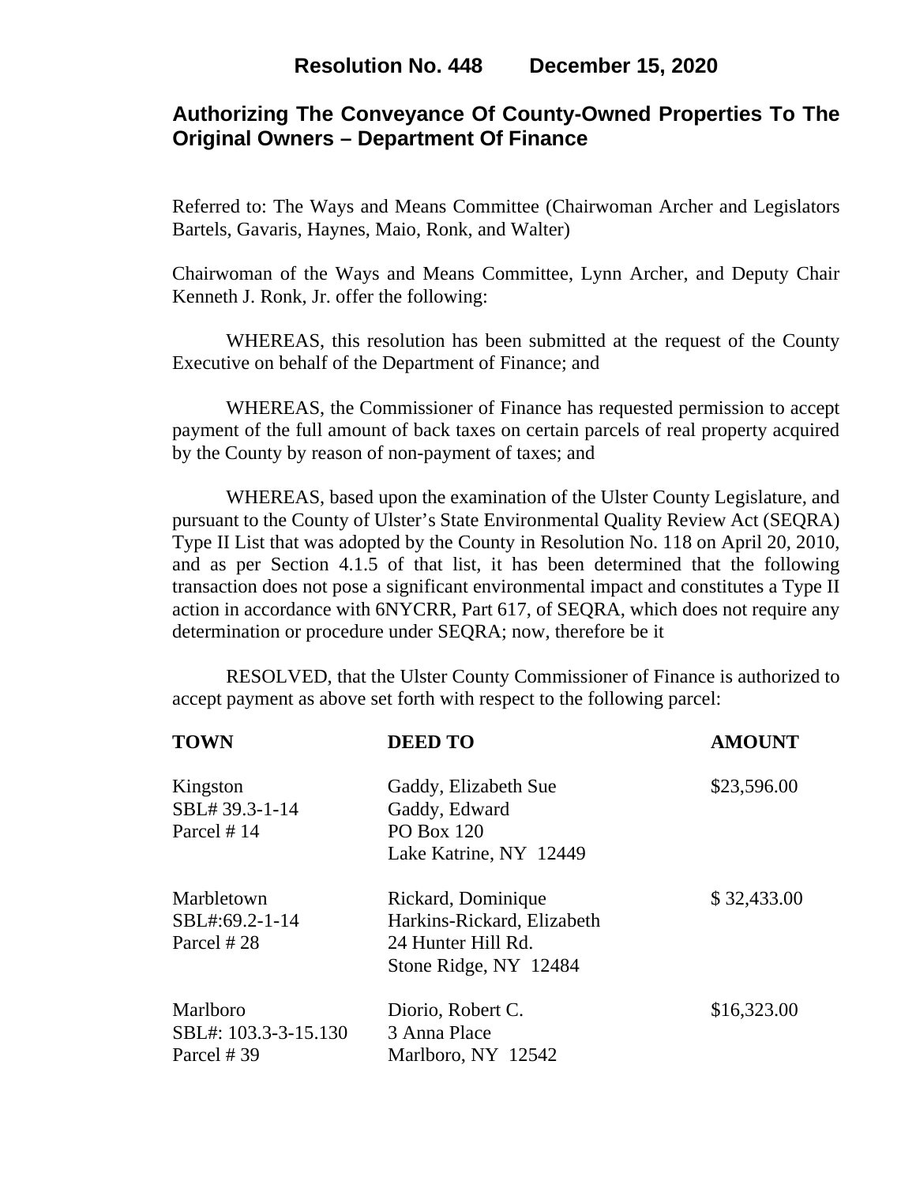# Resolution No. 448 December 15, 2020

## Authorizing The Conveyance Of County-Owned Properties To The Original Owners – Department Of Finance

Referred to: The Ways and Means Committee (Chairwoman Archer and Legislators Bartels, Gavaris, Haynes, Maio, Ronk, and Walter)

Chairwoman of the Ways and Means Committee, Lynn Archer, and Deputy Chair Kenneth J. Ronk, Jr. offer the following:

WHEREAS, this resolution has been submitted at the request of the County Executive on behalf of the Department of Finance; and

WHEREAS, the Commissioner of Finance has requested permission to accept payment of the full amount of back taxes on certain parcels of real property acquired by the County by reason of non-payment of taxes; and

WHEREAS, based upon the examination of the Ulster County Legislature, and pursuant to the County of Ulster's State Environmental Quality Review Act (SEQRA) Type II List that was adopted by the County in Resolution No. 118 on April 20, 2010, and as per Section 4.1.5 of that list, it has been determined that the following transaction does not pose a significant environmental impact and constitutes a Type II action in accordance with 6NYCRR, Part 617, of SEQRA, which does not require any determination or procedure under SEQRA; now, therefore be it

RESOLVED, that the Ulster County Commissioner of Finance is authorized to accept payment as above set forth with respect to the following parcel:

| TOWN | DEED TO | AMOUNT |
|---|---|---|
| Kingston<br>SBL# 39.3-1-14<br>Parcel # 14 | Gaddy, Elizabeth Sue<br>Gaddy, Edward<br>PO Box 120<br>Lake Katrine, NY 12449 | $23,596.00 |
| Marbletown<br>SBL#:69.2-1-14<br>Parcel # 28 | Rickard, Dominique<br>Harkins-Rickard, Elizabeth<br>24 Hunter Hill Rd.<br>Stone Ridge, NY 12484 | $ 32,433.00 |
| Marlboro<br>SBL#: 103.3-3-15.130<br>Parcel # 39 | Diorio, Robert C.<br>3 Anna Place<br>Marlboro, NY 12542 | $16,323.00 |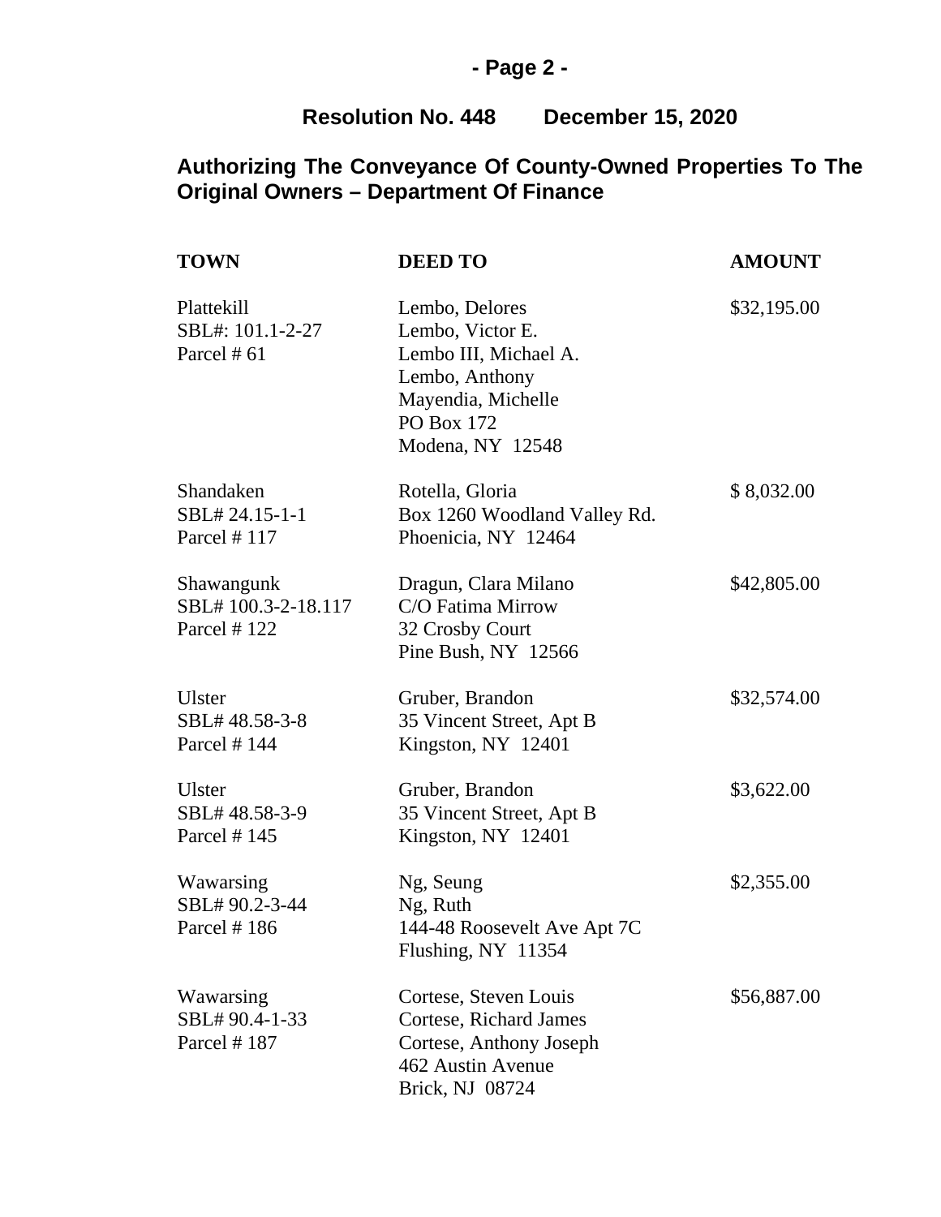**Resolution No. 448 December 15, 2020**

**Authorizing The Conveyance Of County-Owned Properties To The Original Owners – Department Of Finance**

| TOWN | DEED TO | AMOUNT |
|---|---|---|
| Plattekill<br>SBL#: 101.1-2-27<br>Parcel # 61 | Lembo, Delores<br>Lembo, Victor E.<br>Lembo III, Michael A.<br>Lembo, Anthony<br>Mayendia, Michelle<br>PO Box 172<br>Modena, NY 12548 | $32,195.00 |
| Shandaken<br>SBL# 24.15-1-1<br>Parcel # 117 | Rotella, Gloria<br>Box 1260 Woodland Valley Rd.<br>Phoenicia, NY 12464 | $ 8,032.00 |
| Shawangunk<br>SBL# 100.3-2-18.117<br>Parcel # 122 | Dragun, Clara Milano<br>C/O Fatima Mirrow<br>32 Crosby Court<br>Pine Bush, NY 12566 | $42,805.00 |
| Ulster<br>SBL# 48.58-3-8<br>Parcel # 144 | Gruber, Brandon<br>35 Vincent Street, Apt B<br>Kingston, NY 12401 | $32,574.00 |
| Ulster<br>SBL# 48.58-3-9<br>Parcel # 145 | Gruber, Brandon<br>35 Vincent Street, Apt B<br>Kingston, NY 12401 | $3,622.00 |
| Wawarsing<br>SBL# 90.2-3-44<br>Parcel # 186 | Ng, Seung<br>Ng, Ruth<br>144-48 Roosevelt Ave Apt 7C<br>Flushing, NY 11354 | $2,355.00 |
| Wawarsing<br>SBL# 90.4-1-33<br>Parcel # 187 | Cortese, Steven Louis<br>Cortese, Richard James<br>Cortese, Anthony Joseph<br>462 Austin Avenue<br>Brick, NJ 08724 | $56,887.00 |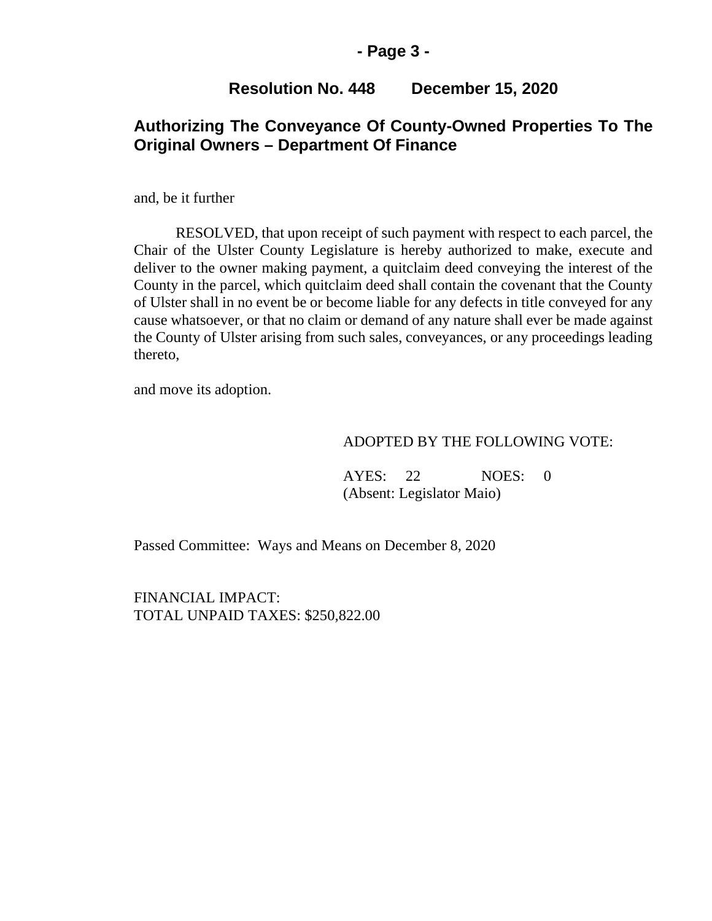## Resolution No. 448 December 15, 2020

## Authorizing The Conveyance Of County-Owned Properties To The Original Owners – Department Of Finance

and, be it further

RESOLVED, that upon receipt of such payment with respect to each parcel, the Chair of the Ulster County Legislature is hereby authorized to make, execute and deliver to the owner making payment, a quitclaim deed conveying the interest of the County in the parcel, which quitclaim deed shall contain the covenant that the County of Ulster shall in no event be or become liable for any defects in title conveyed for any cause whatsoever, or that no claim or demand of any nature shall ever be made against the County of Ulster arising from such sales, conveyances, or any proceedings leading thereto,

and move its adoption.

ADOPTED BY THE FOLLOWING VOTE:

AYES: 22 NOES: 0
(Absent: Legislator Maio)

Passed Committee: Ways and Means on December 8, 2020

FINANCIAL IMPACT:
TOTAL UNPAID TAXES: $250,822.00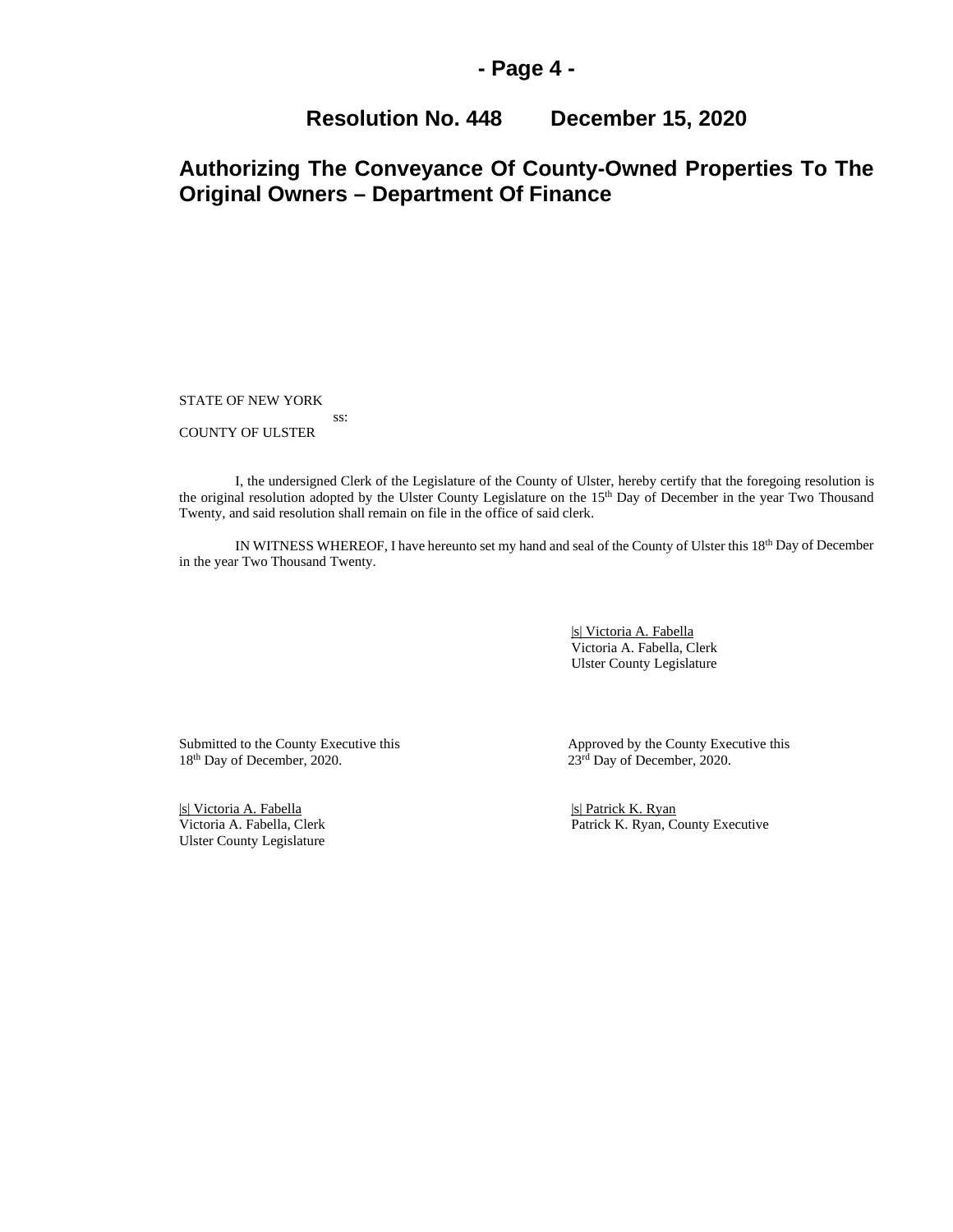## Resolution No. 448 December 15, 2020

## Authorizing The Conveyance Of County-Owned Properties To The Original Owners – Department Of Finance

STATE OF NEW YORK
ss:
COUNTY OF ULSTER

I, the undersigned Clerk of the Legislature of the County of Ulster, hereby certify that the foregoing resolution is the original resolution adopted by the Ulster County Legislature on the 15th Day of December in the year Two Thousand Twenty, and said resolution shall remain on file in the office of said clerk.

IN WITNESS WHEREOF, I have hereunto set my hand and seal of the County of Ulster this 18th Day of December in the year Two Thousand Twenty.

|s| Victoria A. Fabella
Victoria A. Fabella, Clerk
Ulster County Legislature

Submitted to the County Executive this
18th Day of December, 2020.

|s| Victoria A. Fabella
Victoria A. Fabella, Clerk
Ulster County Legislature

Approved by the County Executive this
23rd Day of December, 2020.

|s| Patrick K. Ryan
Patrick K. Ryan, County Executive